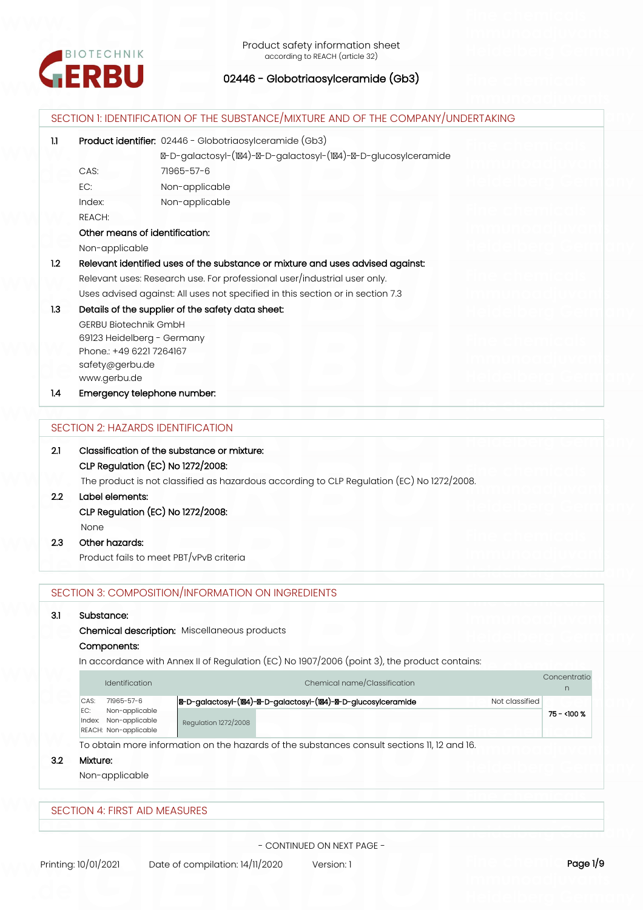Product safety information sheet
according to REACH (article 32)

# 02446 - Globotriaosylceramide (Gb3)

## SECTION 1: IDENTIFICATION OF THE SUBSTANCE/MIXTURE AND OF THE COMPANY/UNDERTAKING

**1.1 Product identifier:** 02446 - Globotriaosylceramide (Gb3)
- ?-D-galactosyl-(1?4)-?-D-galactosyl-(1?4)-?-D-glucosylceramide

CAS: 71965-57-6
EC: Non-applicable
Index: Non-applicable
REACH:

**Other means of identification:**

Non-applicable

**1.2 Relevant identified uses of the substance or mixture and uses advised against:**

Relevant uses: Research use. For professional user/industrial user only.

Uses advised against: All uses not specified in this section or in section 7.3

**1.3 Details of the supplier of the safety data sheet:**

GERBU Biotechnik GmbH
69123 Heidelberg - Germany
Phone.: +49 6221 7264167
safety@gerbu.de
www.gerbu.de

**1.4 Emergency telephone number:**

## SECTION 2: HAZARDS IDENTIFICATION

**2.1 Classification of the substance or mixture:**

**CLP Regulation (EC) No 1272/2008:**

The product is not classified as hazardous according to CLP Regulation (EC) No 1272/2008.

**2.2 Label elements:**

**CLP Regulation (EC) No 1272/2008:**

None

**2.3 Other hazards:**

Product fails to meet PBT/vPvB criteria

## SECTION 3: COMPOSITION/INFORMATION ON INGREDIENTS

**3.1 Substance:**

**Chemical description:** Miscellaneous products

**Components:**

In accordance with Annex II of Regulation (EC) No 1907/2006 (point 3), the product contains:

| Identification | Chemical name/Classification | | Concentration |
|---|---|---|---|
| CAS: 71965-57-6<br>EC: Non-applicable<br>Index: Non-applicable<br>REACH: Non-applicable | **?-D-galactosyl-(1?4)-?-D-galactosyl-(1?4)-?-D-glucosylceramide**<br>Regulation 1272/2008 | Not classified | 75 - <100 % |

To obtain more information on the hazards of the substances consult sections 11, 12 and 16.

**3.2 Mixture:**

Non-applicable

## SECTION 4: FIRST AID MEASURES

- CONTINUED ON NEXT PAGE -

Printing: 10/01/2021 Date of compilation: 14/11/2020 Version: 1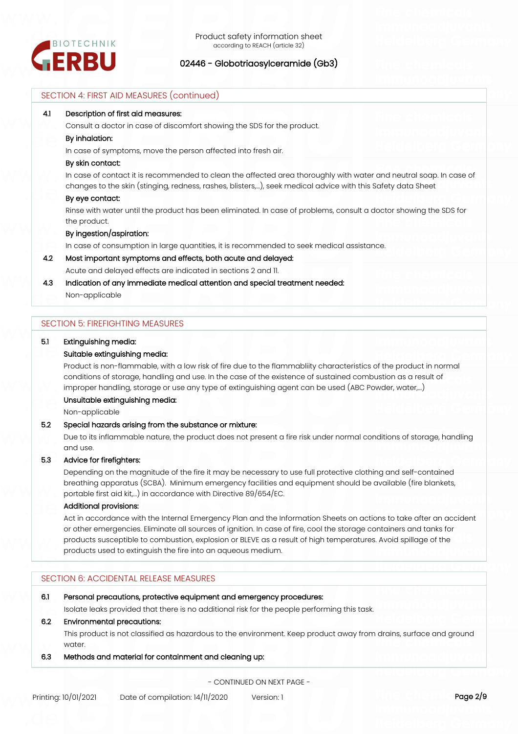## SECTION 4: FIRST AID MEASURES (continued)

**4.1 Description of first aid measures:**

Consult a doctor in case of discomfort showing the SDS for the product.

**By inhalation:**

In case of symptoms, move the person affected into fresh air.

**By skin contact:**

In case of contact it is recommended to clean the affected area thoroughly with water and neutral soap. In case of changes to the skin (stinging, redness, rashes, blisters,...), seek medical advice with this Safety data Sheet

**By eye contact:**

Rinse with water until the product has been eliminated. In case of problems, consult a doctor showing the SDS for the product.

**By ingestion/aspiration:**

In case of consumption in large quantities, it is recommended to seek medical assistance.

**4.2 Most important symptoms and effects, both acute and delayed:**

Acute and delayed effects are indicated in sections 2 and 11.

**4.3 Indication of any immediate medical attention and special treatment needed:**

Non-applicable

## SECTION 5: FIREFIGHTING MEASURES

**5.1 Extinguishing media:**

**Suitable extinguishing media:**

Product is non-flammable, with a low risk of fire due to the flammabliity characteristics of the product in normal conditions of storage, handling and use. In the case of the existence of sustained combustion as a result of improper handling, storage or use any type of extinguishing agent can be used (ABC Powder, water,...)

**Unsuitable extinguishing media:**

Non-applicable

**5.2 Special hazards arising from the substance or mixture:**

Due to its inflammable nature, the product does not present a fire risk under normal conditions of storage, handling and use.

**5.3 Advice for firefighters:**

Depending on the magnitude of the fire it may be necessary to use full protective clothing and self-contained breathing apparatus (SCBA). Minimum emergency facilities and equipment should be available (fire blankets, portable first aid kit,...) in accordance with Directive 89/654/EC.

**Additional provisions:**

Act in accordance with the Internal Emergency Plan and the Information Sheets on actions to take after an accident or other emergencies. Eliminate all sources of ignition. In case of fire, cool the storage containers and tanks for products susceptible to combustion, explosion or BLEVE as a result of high temperatures. Avoid spillage of the products used to extinguish the fire into an aqueous medium.

## SECTION 6: ACCIDENTAL RELEASE MEASURES

**6.1 Personal precautions, protective equipment and emergency procedures:**

Isolate leaks provided that there is no additional risk for the people performing this task.

**6.2 Environmental precautions:**

This product is not classified as hazardous to the environment. Keep product away from drains, surface and ground water.

**6.3 Methods and material for containment and cleaning up:**

- CONTINUED ON NEXT PAGE -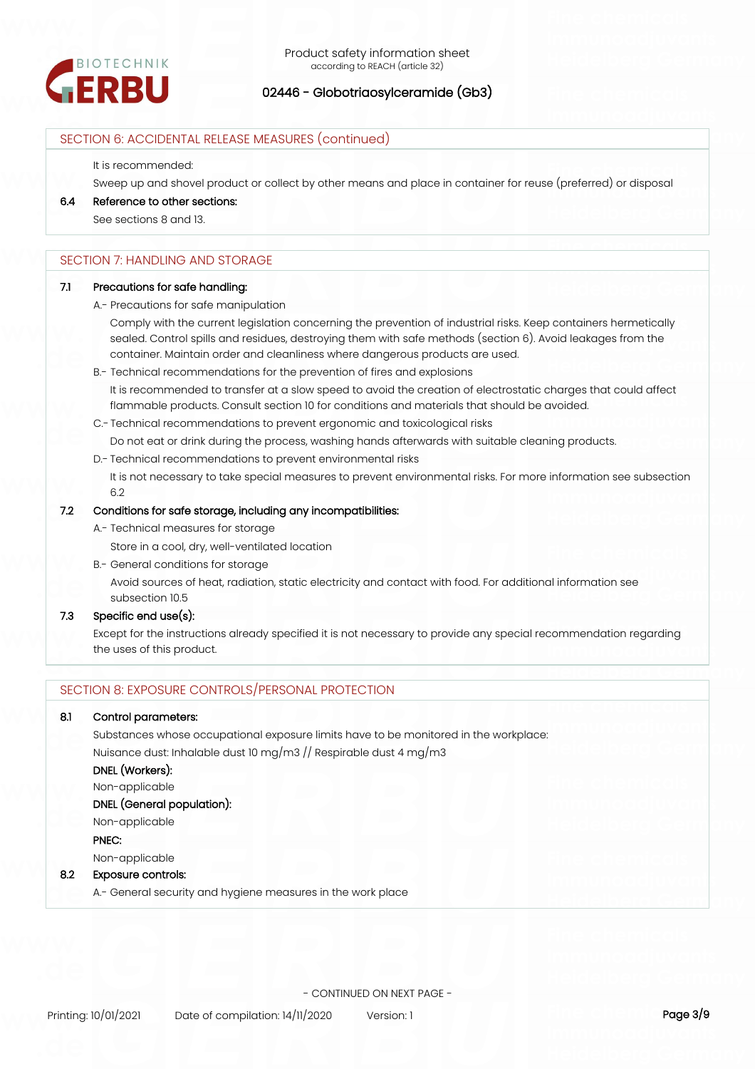## SECTION 6: ACCIDENTAL RELEASE MEASURES (continued)

It is recommended:

Sweep up and shovel product or collect by other means and place in container for reuse (preferred) or disposal

**6.4 Reference to other sections:**

See sections 8 and 13.

## SECTION 7: HANDLING AND STORAGE

**7.1 Precautions for safe handling:**

A.- Precautions for safe manipulation

Comply with the current legislation concerning the prevention of industrial risks. Keep containers hermetically sealed. Control spills and residues, destroying them with safe methods (section 6). Avoid leakages from the container. Maintain order and cleanliness where dangerous products are used.

B.- Technical recommendations for the prevention of fires and explosions

It is recommended to transfer at a slow speed to avoid the creation of electrostatic charges that could affect flammable products. Consult section 10 for conditions and materials that should be avoided.

C.- Technical recommendations to prevent ergonomic and toxicological risks

Do not eat or drink during the process, washing hands afterwards with suitable cleaning products.

D.- Technical recommendations to prevent environmental risks

It is not necessary to take special measures to prevent environmental risks. For more information see subsection 6.2

**7.2 Conditions for safe storage, including any incompatibilities:**

A.- Technical measures for storage

Store in a cool, dry, well-ventilated location

B.- General conditions for storage

Avoid sources of heat, radiation, static electricity and contact with food. For additional information see subsection 10.5

**7.3 Specific end use(s):**

Except for the instructions already specified it is not necessary to provide any special recommendation regarding the uses of this product.

## SECTION 8: EXPOSURE CONTROLS/PERSONAL PROTECTION

**8.1 Control parameters:**

Substances whose occupational exposure limits have to be monitored in the workplace:

Nuisance dust: Inhalable dust 10 mg/m3 // Respirable dust 4 mg/m3

**DNEL (Workers):**

Non-applicable

**DNEL (General population):**

Non-applicable

**PNEC:**

Non-applicable

**8.2 Exposure controls:**

A.- General security and hygiene measures in the work place

- CONTINUED ON NEXT PAGE -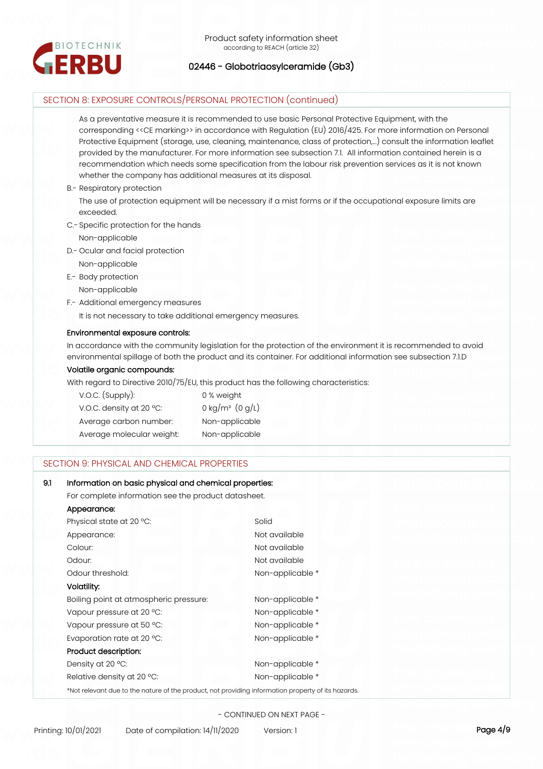## SECTION 8: EXPOSURE CONTROLS/PERSONAL PROTECTION (continued)

As a preventative measure it is recommended to use basic Personal Protective Equipment, with the corresponding <<CE marking>> in accordance with Regulation (EU) 2016/425. For more information on Personal Protective Equipment (storage, use, cleaning, maintenance, class of protection,...) consult the information leaflet provided by the manufacturer. For more information see subsection 7.1. All information contained herein is a recommendation which needs some specification from the labour risk prevention services as it is not known whether the company has additional measures at its disposal.

B.- Respiratory protection

The use of protection equipment will be necessary if a mist forms or if the occupational exposure limits are exceeded.

C.- Specific protection for the hands

Non-applicable

D.- Ocular and facial protection

Non-applicable

E.- Body protection

Non-applicable

F.- Additional emergency measures

It is not necessary to take additional emergency measures.

**Environmental exposure controls:**

In accordance with the community legislation for the protection of the environment it is recommended to avoid environmental spillage of both the product and its container. For additional information see subsection 7.1.D

**Volatile organic compounds:**

With regard to Directive 2010/75/EU, this product has the following characteristics:

| | |
|---|---|
| V.O.C. (Supply): | 0 % weight |
| V.O.C. density at 20 ºC: | 0 kg/m³ (0 g/L) |
| Average carbon number: | Non-applicable |
| Average molecular weight: | Non-applicable |

## SECTION 9: PHYSICAL AND CHEMICAL PROPERTIES

**9.1 Information on basic physical and chemical properties:**

For complete information see the product datasheet.

**Appearance:**

| | |
|---|---|
| Physical state at 20 ºC: | Solid |
| Appearance: | Not available |
| Colour: | Not available |
| Odour: | Not available |
| Odour threshold: | Non-applicable * |

**Volatility:**

| | |
|---|---|
| Boiling point at atmospheric pressure: | Non-applicable * |
| Vapour pressure at 20 ºC: | Non-applicable * |
| Vapour pressure at 50 ºC: | Non-applicable * |
| Evaporation rate at 20 ºC: | Non-applicable * |

**Product description:**

| | |
|---|---|
| Density at 20 ºC: | Non-applicable * |
| Relative density at 20 ºC: | Non-applicable * |

*Not relevant due to the nature of the product, not providing information property of its hazards.

- CONTINUED ON NEXT PAGE -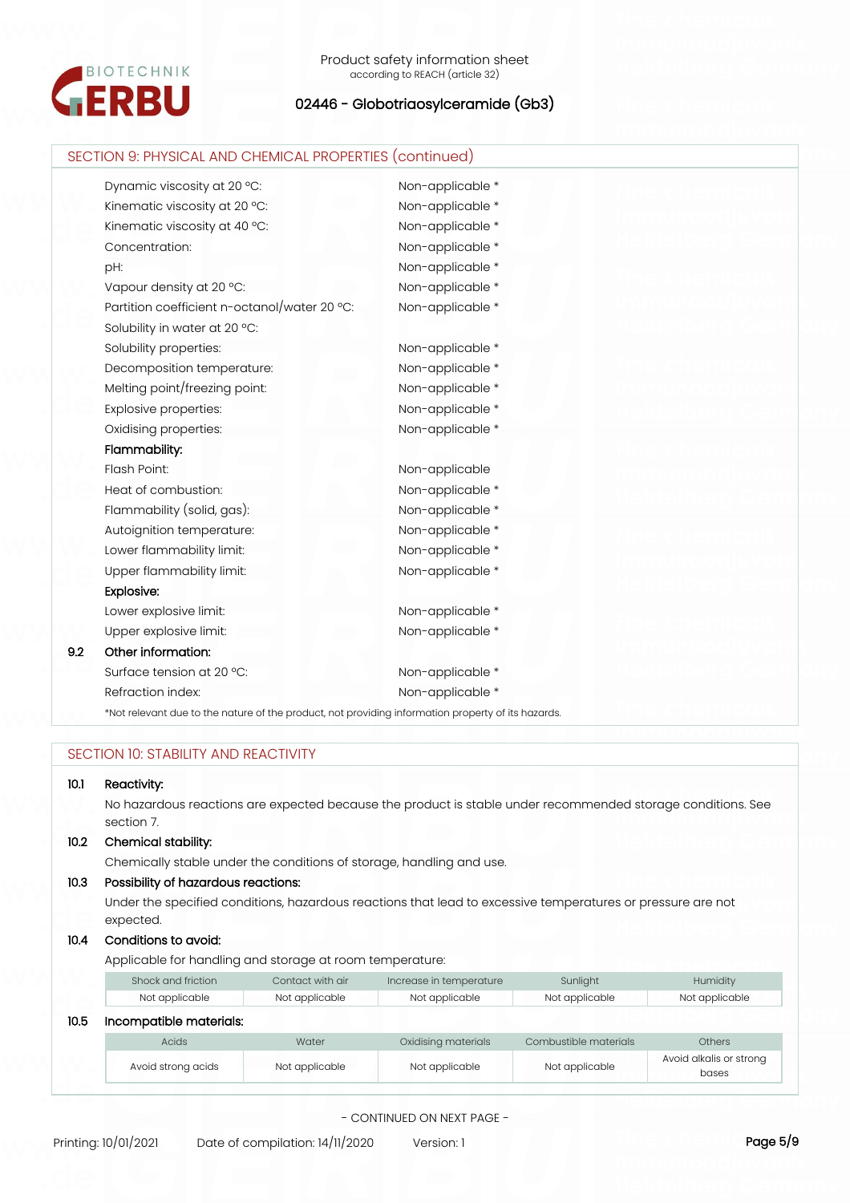## SECTION 9: PHYSICAL AND CHEMICAL PROPERTIES (continued)

| | |
|---|---|
| Dynamic viscosity at 20 ºC: | Non-applicable * |
| Kinematic viscosity at 20 ºC: | Non-applicable * |
| Kinematic viscosity at 40 ºC: | Non-applicable * |
| Concentration: | Non-applicable * |
| pH: | Non-applicable * |
| Vapour density at 20 ºC: | Non-applicable * |
| Partition coefficient n-octanol/water 20 ºC: | Non-applicable * |
| Solubility in water at 20 ºC: | |
| Solubility properties: | Non-applicable * |
| Decomposition temperature: | Non-applicable * |
| Melting point/freezing point: | Non-applicable * |
| Explosive properties: | Non-applicable * |
| Oxidising properties: | Non-applicable * |
| **Flammability:** | |
| Flash Point: | Non-applicable |
| Heat of combustion: | Non-applicable * |
| Flammability (solid, gas): | Non-applicable * |
| Autoignition temperature: | Non-applicable * |
| Lower flammability limit: | Non-applicable * |
| Upper flammability limit: | Non-applicable * |
| **Explosive:** | |
| Lower explosive limit: | Non-applicable * |
| Upper explosive limit: | Non-applicable * |

**9.2 Other information:**

| | |
|---|---|
| Surface tension at 20 ºC: | Non-applicable * |
| Refraction index: | Non-applicable * |

*Not relevant due to the nature of the product, not providing information property of its hazards.

## SECTION 10: STABILITY AND REACTIVITY

**10.1 Reactivity:**

No hazardous reactions are expected because the product is stable under recommended storage conditions. See section 7.

**10.2 Chemical stability:**

Chemically stable under the conditions of storage, handling and use.

**10.3 Possibility of hazardous reactions:**

Under the specified conditions, hazardous reactions that lead to excessive temperatures or pressure are not expected.

**10.4 Conditions to avoid:**

Applicable for handling and storage at room temperature:

| Shock and friction | Contact with air | Increase in temperature | Sunlight | Humidity |
|---|---|---|---|---|
| Not applicable | Not applicable | Not applicable | Not applicable | Not applicable |

**10.5 Incompatible materials:**

| Acids | Water | Oxidising materials | Combustible materials | Others |
|---|---|---|---|---|
| Avoid strong acids | Not applicable | Not applicable | Not applicable | Avoid alkalis or strong bases |

- CONTINUED ON NEXT PAGE -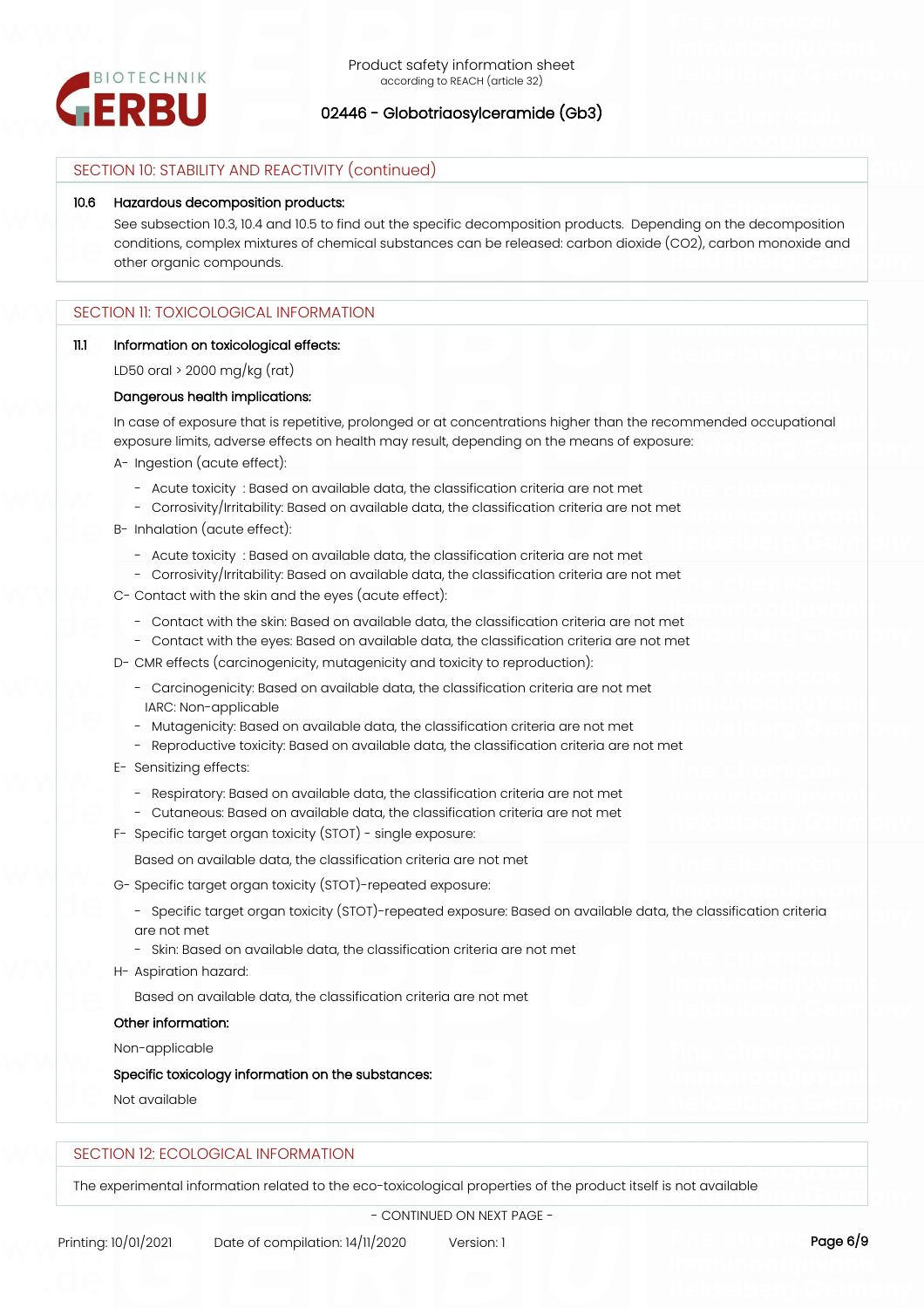## SECTION 10: STABILITY AND REACTIVITY (continued)

**10.6 Hazardous decomposition products:**

See subsection 10.3, 10.4 and 10.5 to find out the specific decomposition products. Depending on the decomposition conditions, complex mixtures of chemical substances can be released: carbon dioxide ($CO_2$), carbon monoxide and other organic compounds.

## SECTION 11: TOXICOLOGICAL INFORMATION

**11.1 Information on toxicological effects:**

LD50 oral > 2000 mg/kg (rat)

**Dangerous health implications:**

In case of exposure that is repetitive, prolonged or at concentrations higher than the recommended occupational exposure limits, adverse effects on health may result, depending on the means of exposure:

A- Ingestion (acute effect):

- Acute toxicity : Based on available data, the classification criteria are not met
- Corrosivity/Irritability: Based on available data, the classification criteria are not met

B- Inhalation (acute effect):

- Acute toxicity : Based on available data, the classification criteria are not met
- Corrosivity/Irritability: Based on available data, the classification criteria are not met

C- Contact with the skin and the eyes (acute effect):

- Contact with the skin: Based on available data, the classification criteria are not met
- Contact with the eyes: Based on available data, the classification criteria are not met

D- CMR effects (carcinogenicity, mutagenicity and toxicity to reproduction):

- Carcinogenicity: Based on available data, the classification criteria are not met
  IARC: Non-applicable
- Mutagenicity: Based on available data, the classification criteria are not met
- Reproductive toxicity: Based on available data, the classification criteria are not met

E- Sensitizing effects:

- Respiratory: Based on available data, the classification criteria are not met
- Cutaneous: Based on available data, the classification criteria are not met

F- Specific target organ toxicity (STOT) - single exposure:

Based on available data, the classification criteria are not met

G- Specific target organ toxicity (STOT)-repeated exposure:

- Specific target organ toxicity (STOT)-repeated exposure: Based on available data, the classification criteria are not met
- Skin: Based on available data, the classification criteria are not met

H- Aspiration hazard:

Based on available data, the classification criteria are not met

**Other information:**

Non-applicable

**Specific toxicology information on the substances:**

Not available

## SECTION 12: ECOLOGICAL INFORMATION

The experimental information related to the eco-toxicological properties of the product itself is not available

- CONTINUED ON NEXT PAGE -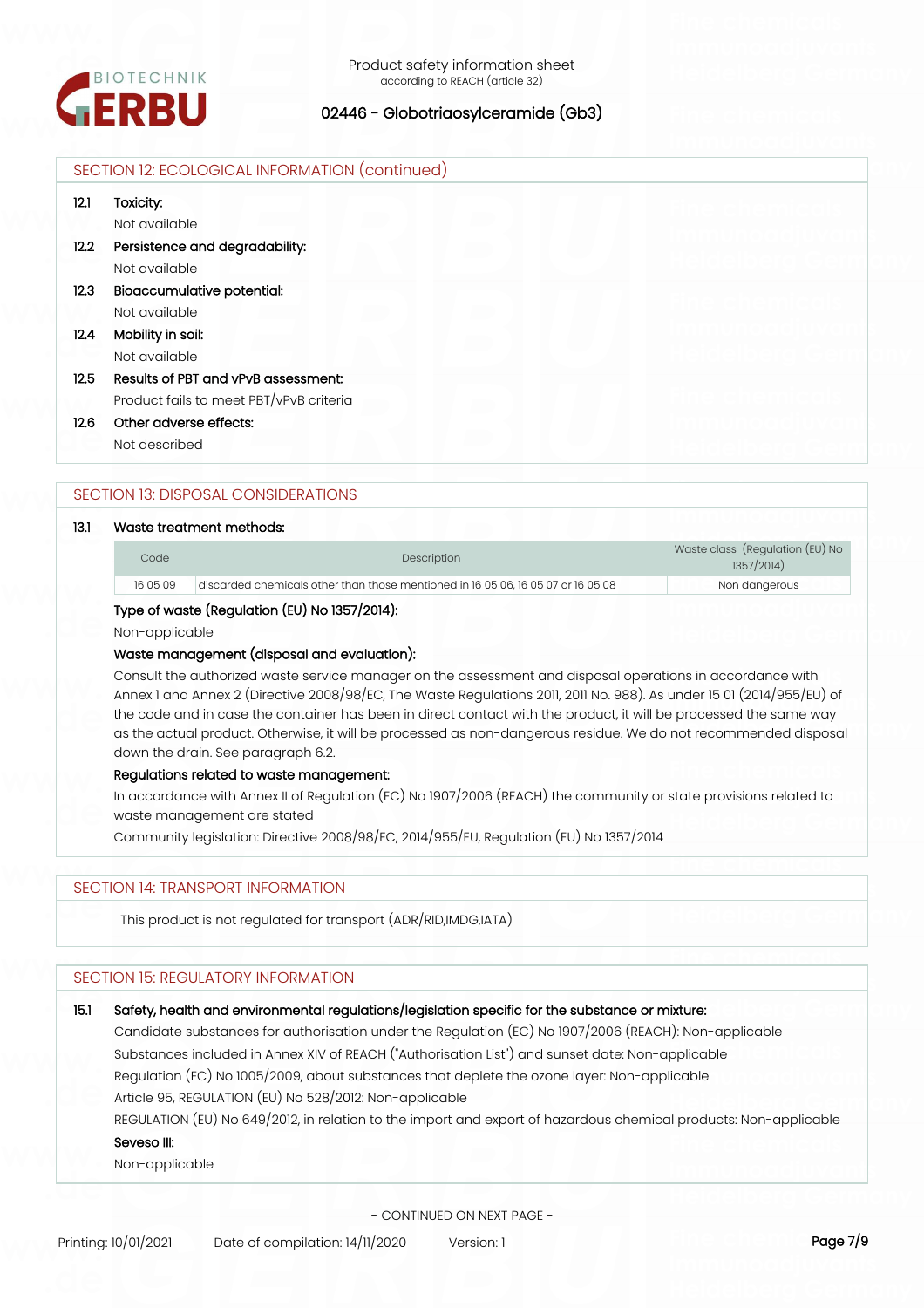## SECTION 12: ECOLOGICAL INFORMATION (continued)

**12.1 Toxicity:**

Not available

**12.2 Persistence and degradability:**

Not available

**12.3 Bioaccumulative potential:**

Not available

**12.4 Mobility in soil:**

Not available

**12.5 Results of PBT and vPvB assessment:**

Product fails to meet PBT/vPvB criteria

**12.6 Other adverse effects:**

Not described

## SECTION 13: DISPOSAL CONSIDERATIONS

**13.1 Waste treatment methods:**

| Code | Description | Waste class (Regulation (EU) No 1357/2014) |
|---|---|---|
| 16 05 09 | discarded chemicals other than those mentioned in 16 05 06, 16 05 07 or 16 05 08 | Non dangerous |

**Type of waste (Regulation (EU) No 1357/2014):**

Non-applicable

**Waste management (disposal and evaluation):**

Consult the authorized waste service manager on the assessment and disposal operations in accordance with Annex 1 and Annex 2 (Directive 2008/98/EC, The Waste Regulations 2011, 2011 No. 988). As under 15 01 (2014/955/EU) of the code and in case the container has been in direct contact with the product, it will be processed the same way as the actual product. Otherwise, it will be processed as non-dangerous residue. We do not recommended disposal down the drain. See paragraph 6.2.

**Regulations related to waste management:**

In accordance with Annex II of Regulation (EC) No 1907/2006 (REACH) the community or state provisions related to waste management are stated

Community legislation: Directive 2008/98/EC, 2014/955/EU, Regulation (EU) No 1357/2014

## SECTION 14: TRANSPORT INFORMATION

This product is not regulated for transport (ADR/RID,IMDG,IATA)

## SECTION 15: REGULATORY INFORMATION

**15.1 Safety, health and environmental regulations/legislation specific for the substance or mixture:**

Candidate substances for authorisation under the Regulation (EC) No 1907/2006 (REACH): Non-applicable

Substances included in Annex XIV of REACH ("Authorisation List") and sunset date: Non-applicable

Regulation (EC) No 1005/2009, about substances that deplete the ozone layer: Non-applicable

Article 95, REGULATION (EU) No 528/2012: Non-applicable

REGULATION (EU) No 649/2012, in relation to the import and export of hazardous chemical products: Non-applicable

**Seveso III:**

Non-applicable

- CONTINUED ON NEXT PAGE -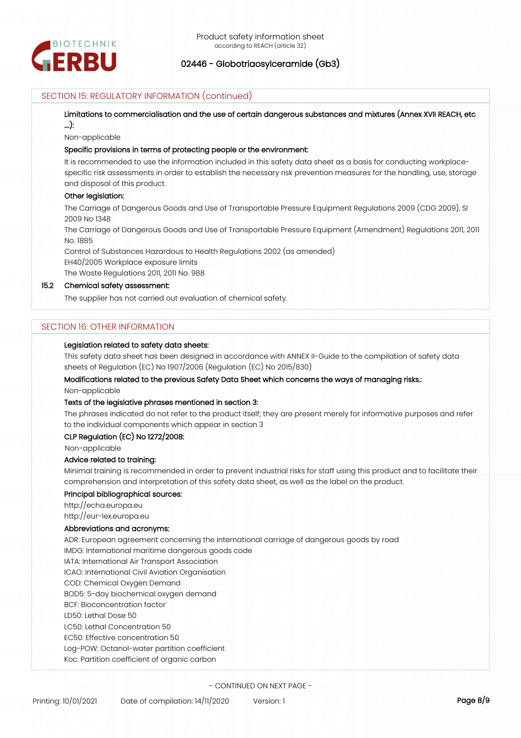## SECTION 15: REGULATORY INFORMATION (continued)

**Limitations to commercialisation and the use of certain dangerous substances and mixtures (Annex XVII REACH, etc ….):**

Non-applicable

**Specific provisions in terms of protecting people or the environment:**

It is recommended to use the information included in this safety data sheet as a basis for conducting workplace-specific risk assessments in order to establish the necessary risk prevention measures for the handling, use, storage and disposal of this product.

**Other legislation:**

The Carriage of Dangerous Goods and Use of Transportable Pressure Equipment Regulations 2009 (CDG 2009), SI 2009 No 1348

The Carriage of Dangerous Goods and Use of Transportable Pressure Equipment (Amendment) Regulations 2011, 2011 No. 1885

Control of Substances Hazardous to Health Regulations 2002 (as amended)

EH40/2005 Workplace exposure limits

The Waste Regulations 2011, 2011 No. 988

**15.2 Chemical safety assessment:**

The supplier has not carried out evaluation of chemical safety.

## SECTION 16: OTHER INFORMATION

**Legislation related to safety data sheets:**

This safety data sheet has been designed in accordance with ANNEX II-Guide to the compilation of safety data sheets of Regulation (EC) No 1907/2006 (Regulation (EC) No 2015/830)

**Modifications related to the previous Safety Data Sheet which concerns the ways of managing risks.:**

Non-applicable

**Texts of the legislative phrases mentioned in section 3:**

The phrases indicated do not refer to the product itself; they are present merely for informative purposes and refer to the individual components which appear in section 3

**CLP Regulation (EC) No 1272/2008:**

Non-applicable

**Advice related to training:**

Minimal training is recommended in order to prevent industrial risks for staff using this product and to facilitate their comprehension and interpretation of this safety data sheet, as well as the label on the product.

**Principal bibliographical sources:**

http://echa.europa.eu

http://eur-lex.europa.eu

**Abbreviations and acronyms:**

ADR: European agreement concerning the international carriage of dangerous goods by road

IMDG: International maritime dangerous goods code

IATA: International Air Transport Association

ICAO: International Civil Aviation Organisation

COD: Chemical Oxygen Demand

BOD5: 5-day biochemical oxygen demand

BCF: Bioconcentration factor

LD50: Lethal Dose 50

LC50: Lethal Concentration 50

EC50: Effective concentration 50

Log-POW: Octanol-water partition coefficient

Koc: Partition coefficient of organic carbon

- CONTINUED ON NEXT PAGE -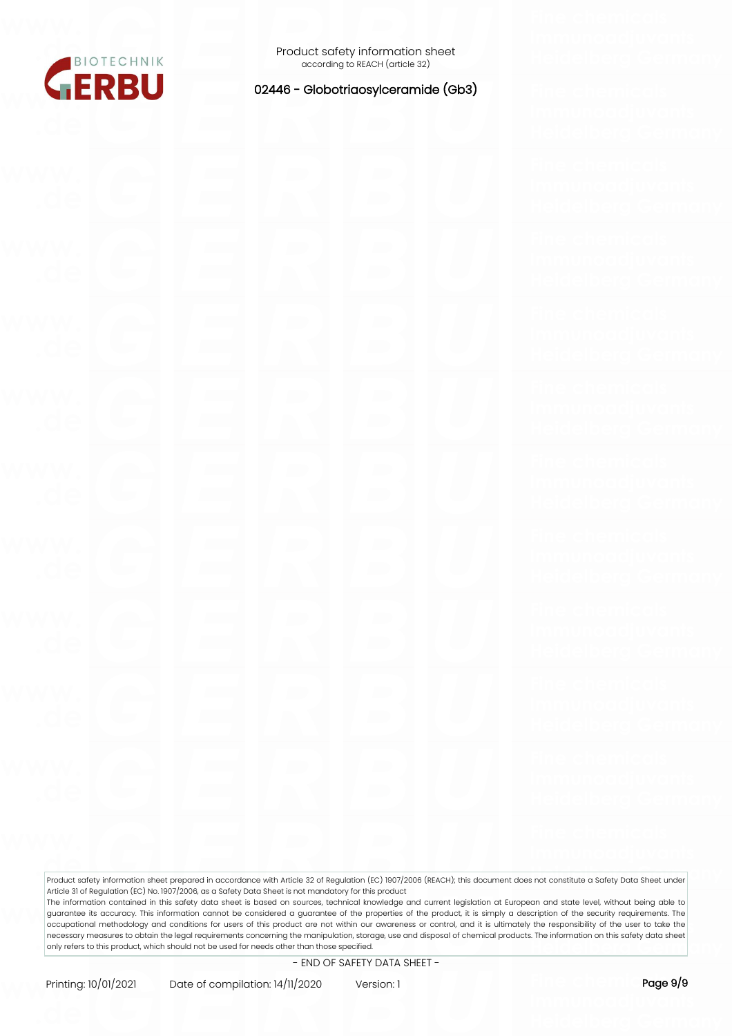Product safety information sheet prepared in accordance with Article 32 of Regulation (EC) 1907/2006 (REACH); this document does not constitute a Safety Data Sheet under Article 31 of Regulation (EC) No. 1907/2006, as a Safety Data Sheet is not mandatory for this product
The information contained in this safety data sheet is based on sources, technical knowledge and current legislation at European and state level, without being able to guarantee its accuracy. This information cannot be considered a guarantee of the properties of the product, it is simply a description of the security requirements. The occupational methodology and conditions for users of this product are not within our awareness or control, and it is ultimately the responsibility of the user to take the necessary measures to obtain the legal requirements concerning the manipulation, storage, use and disposal of chemical products. The information on this safety data sheet only refers to this product, which should not be used for needs other than those specified.

- END OF SAFETY DATA SHEET -